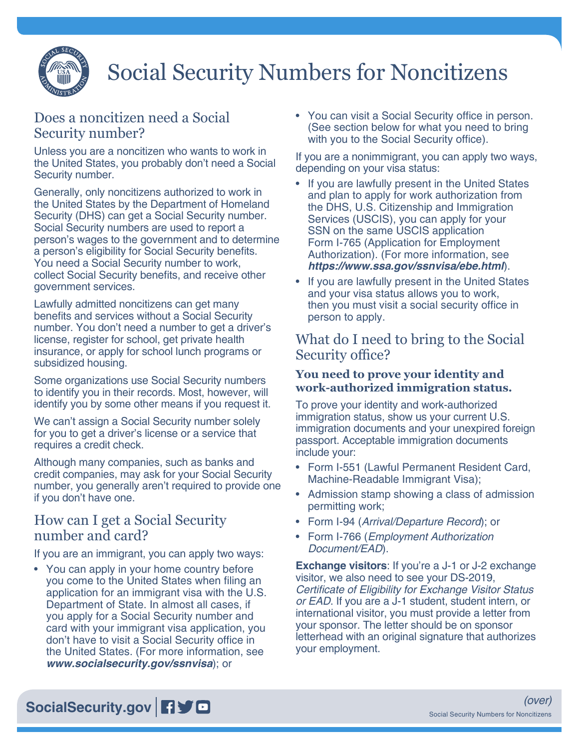# Social Security Numbers for Noncitizens

## Does a noncitizen need a Social Security number?

Unless you are a noncitizen who wants to work in the United States, you probably don't need a Social Security number.

Generally, only noncitizens authorized to work in the United States by the Department of Homeland Security (DHS) can get a Social Security number. Social Security numbers are used to report a person's wages to the government and to determine a person's eligibility for Social Security benefits. You need a Social Security number to work, collect Social Security benefits, and receive other government services.

Lawfully admitted noncitizens can get many benefits and services without a Social Security number. You don't need a number to get a driver's license, register for school, get private health insurance, or apply for school lunch programs or subsidized housing.

Some organizations use Social Security numbers to identify you in their records. Most, however, will identify you by some other means if you request it.

We can't assign a Social Security number solely for you to get a driver's license or a service that requires a credit check.

Although many companies, such as banks and credit companies, may ask for your Social Security number, you generally aren't required to provide one if you don't have one.

## How can I get a Social Security number and card?

If you are an immigrant, you can apply two ways:

- You can apply in your home country before you come to the United States when filing an application for an immigrant visa with the U.S. Department of State. In almost all cases, if you apply for a Social Security number and card with your immigrant visa application, you don't have to visit a Social Security office in the United States. (For more information, see ***www.socialsecurity.gov/ssnvisa***); or
- You can visit a Social Security office in person. (See section below for what you need to bring with you to the Social Security office).

If you are a nonimmigrant, you can apply two ways, depending on your visa status:

- If you are lawfully present in the United States and plan to apply for work authorization from the DHS, U.S. Citizenship and Immigration Services (USCIS), you can apply for your SSN on the same USCIS application Form I-765 (Application for Employment Authorization). (For more information, see ***https://www.ssa.gov/ssnvisa/ebe.html***).
- If you are lawfully present in the United States and your visa status allows you to work, then you must visit a social security office in person to apply.

## What do I need to bring to the Social Security office?

### You need to prove your identity and work-authorized immigration status.

To prove your identity and work-authorized immigration status, show us your current U.S. immigration documents and your unexpired foreign passport. Acceptable immigration documents include your:

- Form I-551 (Lawful Permanent Resident Card, Machine-Readable Immigrant Visa);
- Admission stamp showing a class of admission permitting work;
- Form I-94 (*Arrival/Departure Record*); or
- Form I-766 (*Employment Authorization Document/EAD*).

**Exchange visitors**: If you're a J-1 or J-2 exchange visitor, we also need to see your DS-2019, *Certificate of Eligibility for Exchange Visitor Status or EAD*. If you are a J-1 student, student intern, or international visitor, you must provide a letter from your sponsor. The letter should be on sponsor letterhead with an original signature that authorizes your employment.

*(over)*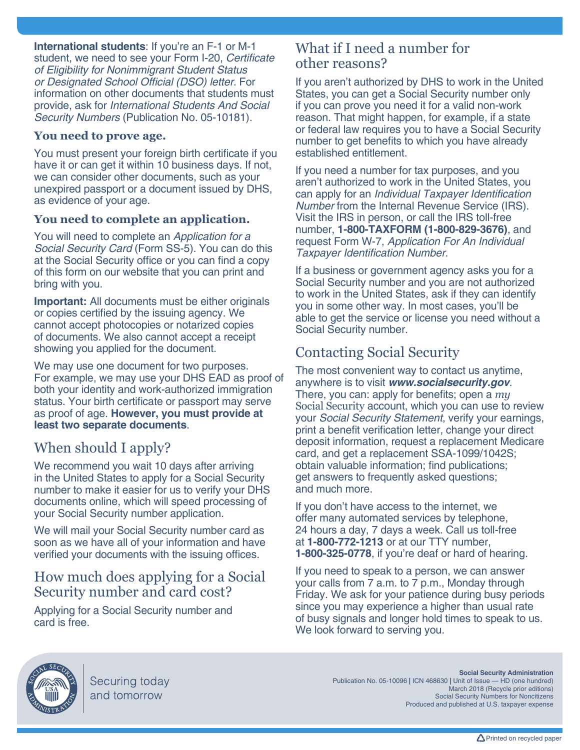**International students**: If you're an F-1 or M-1 student, we need to see your Form I-20, *Certificate of Eligibility for Nonimmigrant Student Status or Designated School Official (DSO) letter*. For information on other documents that students must provide, ask for *International Students And Social Security Numbers* (Publication No. 05-10181).

### You need to prove age.

You must present your foreign birth certificate if you have it or can get it within 10 business days. If not, we can consider other documents, such as your unexpired passport or a document issued by DHS, as evidence of your age.

### You need to complete an application.

You will need to complete an *Application for a Social Security Card* (Form SS-5). You can do this at the Social Security office or you can find a copy of this form on our website that you can print and bring with you.

**Important:** All documents must be either originals or copies certified by the issuing agency. We cannot accept photocopies or notarized copies of documents. We also cannot accept a receipt showing you applied for the document.

We may use one document for two purposes. For example, we may use your DHS EAD as proof of both your identity and work-authorized immigration status. Your birth certificate or passport may serve as proof of age. **However, you must provide at least two separate documents**.

## When should I apply?

We recommend you wait 10 days after arriving in the United States to apply for a Social Security number to make it easier for us to verify your DHS documents online, which will speed processing of your Social Security number application.

We will mail your Social Security number card as soon as we have all of your information and have verified your documents with the issuing offices.

## How much does applying for a Social Security number and card cost?

Applying for a Social Security number and card is free.

## What if I need a number for other reasons?

If you aren't authorized by DHS to work in the United States, you can get a Social Security number only if you can prove you need it for a valid non-work reason. That might happen, for example, if a state or federal law requires you to have a Social Security number to get benefits to which you have already established entitlement.

If you need a number for tax purposes, and you aren't authorized to work in the United States, you can apply for an *Individual Taxpayer Identification Number* from the Internal Revenue Service (IRS). Visit the IRS in person, or call the IRS toll-free number, **1-800-TAXFORM (1-800-829-3676)**, and request Form W-7, *Application For An Individual Taxpayer Identification Number*.

If a business or government agency asks you for a Social Security number and you are not authorized to work in the United States, ask if they can identify you in some other way. In most cases, you'll be able to get the service or license you need without a Social Security number.

## Contacting Social Security

The most convenient way to contact us anytime, anywhere is to visit ***www.socialsecurity.gov***. There, you can: apply for benefits; open a *my* Social Security account, which you can use to review your *Social Security Statement*, verify your earnings, print a benefit verification letter, change your direct deposit information, request a replacement Medicare card, and get a replacement SSA-1099/1042S; obtain valuable information; find publications; get answers to frequently asked questions; and much more.

If you don't have access to the internet, we offer many automated services by telephone, 24 hours a day, 7 days a week. Call us toll-free at **1-800-772-1213** or at our TTY number, **1-800-325-0778**, if you're deaf or hard of hearing.

If you need to speak to a person, we can answer your calls from 7 a.m. to 7 p.m., Monday through Friday. We ask for your patience during busy periods since you may experience a higher than usual rate of busy signals and longer hold times to speak to us. We look forward to serving you.

Securing today and tomorrow

**Social Security Administration**
Publication No. 05-10096 | ICN 468630 | Unit of Issue — HD (one hundred)
March 2018 (Recycle prior editions)
Social Security Numbers for Noncitizens
Produced and published at U.S. taxpayer expense

Printed on recycled paper